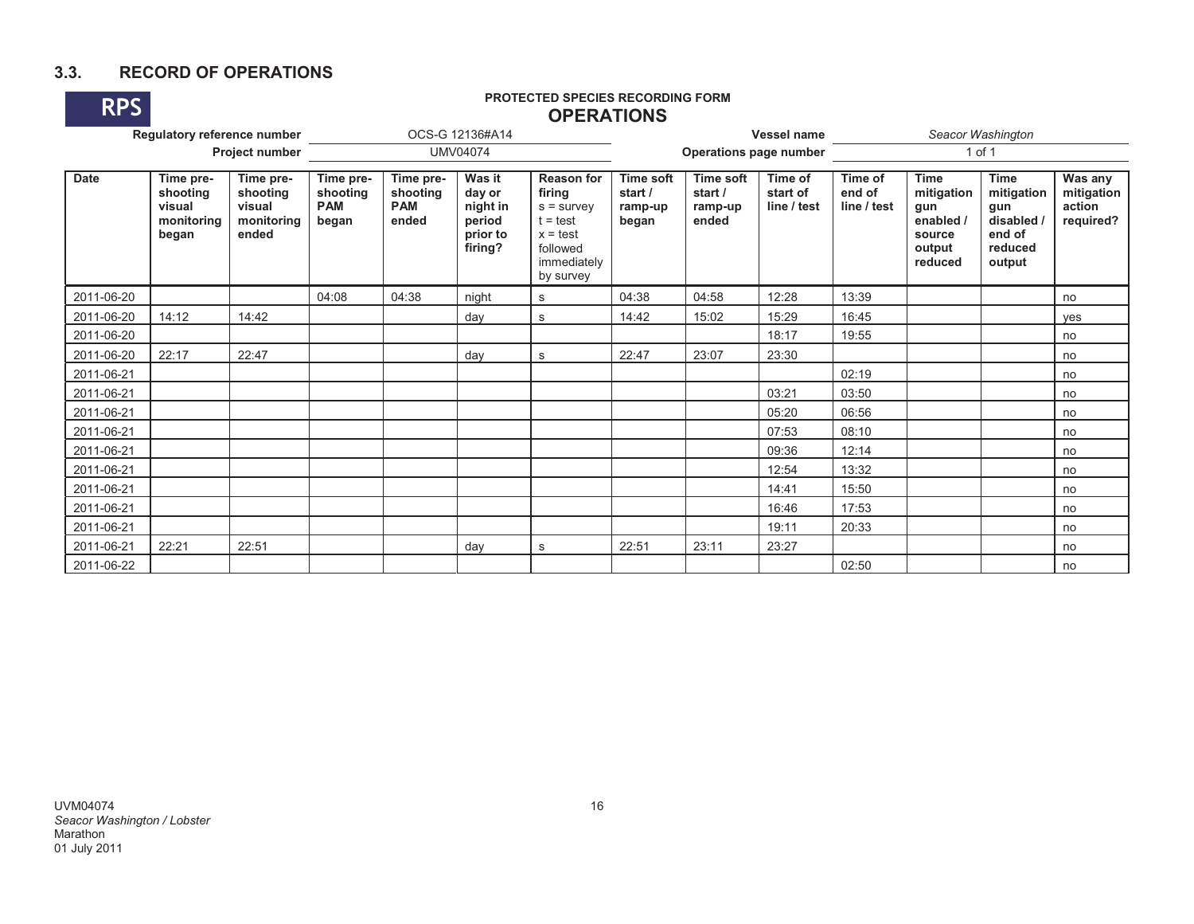## 3.3. RECORD OF OPERATIONS

RPS

**PROTECTED SPECIES RECORDING FORM**

**OPERATIONS**

| **Regulatory reference number** | OCS-G 12136#A14 | **Vessel name** | *Seacor Washington* |
|---|---|---|---|
| **Project number** | UMV04074 | **Operations page number** | 1 of 1 |

| Date | Time pre-shooting visual monitoring began | Time pre-shooting visual monitoring ended | Time pre-shooting PAM began | Time pre-shooting PAM ended | Was it day or night in period prior to firing? | Reason for firing s = survey t = test x = test followed immediately by survey | Time soft start / ramp-up began | Time soft start / ramp-up ended | Time of start of line / test | Time of end of line / test | Time mitigation gun enabled / source output reduced | Time mitigation gun disabled / end of reduced output | Was any mitigation action required? |
|---|---|---|---|---|---|---|---|---|---|---|---|---|---|
| 2011-06-20 | | | 04:08 | 04:38 | night | s | 04:38 | 04:58 | 12:28 | 13:39 | | | no |
| 2011-06-20 | 14:12 | 14:42 | | | day | s | 14:42 | 15:02 | 15:29 | 16:45 | | | yes |
| 2011-06-20 | | | | | | | | | 18:17 | 19:55 | | | no |
| 2011-06-20 | 22:17 | 22:47 | | | day | s | 22:47 | 23:07 | 23:30 | | | | no |
| 2011-06-21 | | | | | | | | | | 02:19 | | | no |
| 2011-06-21 | | | | | | | | | 03:21 | 03:50 | | | no |
| 2011-06-21 | | | | | | | | | 05:20 | 06:56 | | | no |
| 2011-06-21 | | | | | | | | | 07:53 | 08:10 | | | no |
| 2011-06-21 | | | | | | | | | 09:36 | 12:14 | | | no |
| 2011-06-21 | | | | | | | | | 12:54 | 13:32 | | | no |
| 2011-06-21 | | | | | | | | | 14:41 | 15:50 | | | no |
| 2011-06-21 | | | | | | | | | 16:46 | 17:53 | | | no |
| 2011-06-21 | | | | | | | | | 19:11 | 20:33 | | | no |
| 2011-06-21 | 22:21 | 22:51 | | | day | s | 22:51 | 23:11 | 23:27 | | | | no |
| 2011-06-22 | | | | | | | | | | 02:50 | | | no |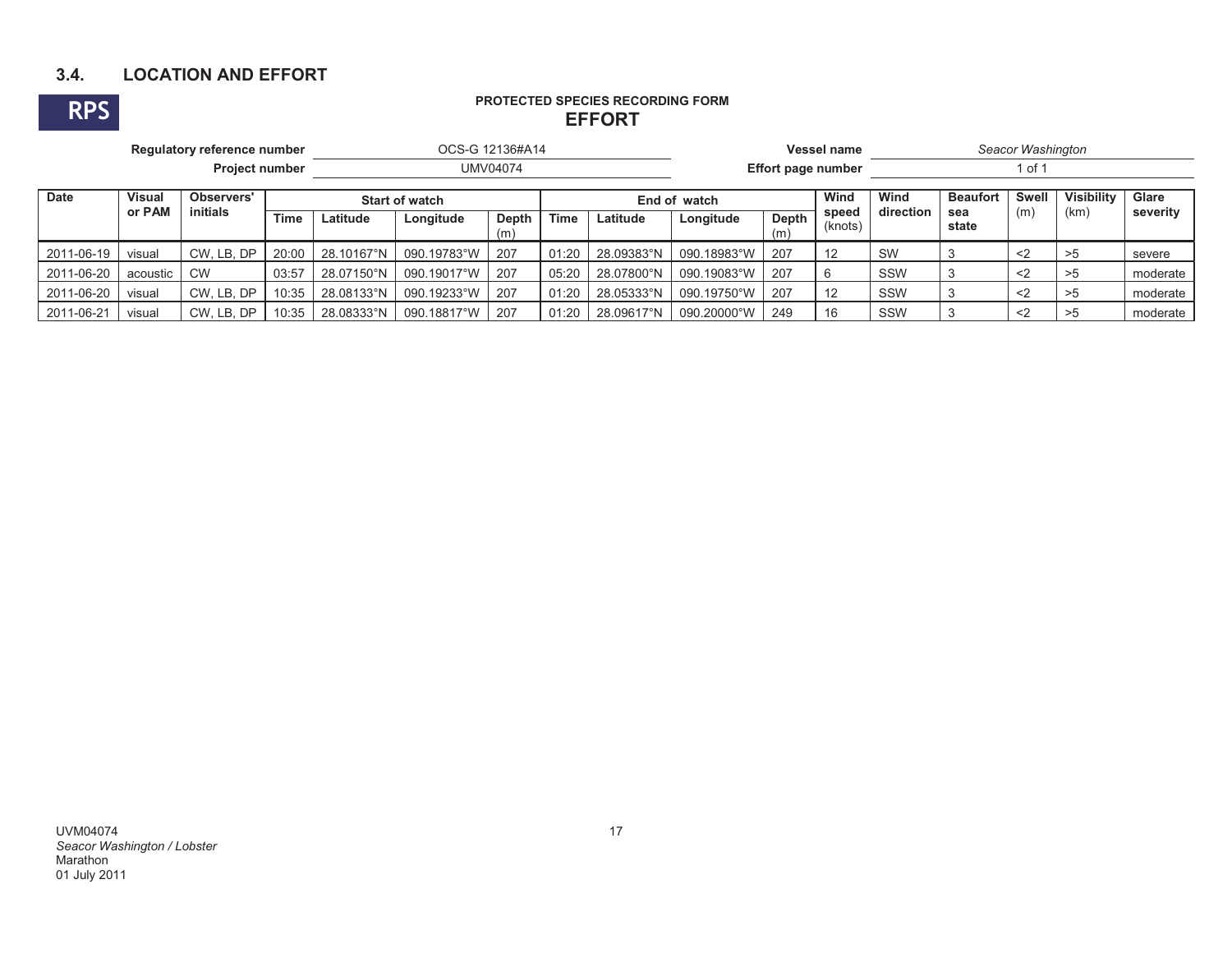### 3.4. LOCATION AND EFFORT

RPS

**PROTECTED SPECIES RECORDING FORM**

## EFFORT

| | | | |
|---|---|---|---|
| **Regulatory reference number** | OCS-G 12136#A14 | **Vessel name** | *Seacor Washington* |
| **Project number** | UMV04074 | **Effort page number** | 1 of 1 |

| Date | Visual or PAM | Observers' initials | Start of watch | | | | End of watch | | | | Wind speed (knots) | Wind direction | Beaufort sea state | Swell (m) | Visibility (km) | Glare severity |
|---|---|---|---|---|---|---|---|---|---|---|---|---|---|---|---|---|
| | | | Time | Latitude | Longitude | Depth (m) | Time | Latitude | Longitude | Depth (m) | | | | | | |
| 2011-06-19 | visual | CW, LB, DP | 20:00 | 28.10167°N | 090.19783°W | 207 | 01:20 | 28.09383°N | 090.18983°W | 207 | 12 | SW | 3 | <2 | >5 | severe |
| 2011-06-20 | acoustic | CW | 03:57 | 28.07150°N | 090.19017°W | 207 | 05:20 | 28.07800°N | 090.19083°W | 207 | 6 | SSW | 3 | <2 | >5 | moderate |
| 2011-06-20 | visual | CW, LB, DP | 10:35 | 28.08133°N | 090.19233°W | 207 | 01:20 | 28.05333°N | 090.19750°W | 207 | 12 | SSW | 3 | <2 | >5 | moderate |
| 2011-06-21 | visual | CW, LB, DP | 10:35 | 28.08333°N | 090.18817°W | 207 | 01:20 | 28.09617°N | 090.20000°W | 249 | 16 | SSW | 3 | <2 | >5 | moderate |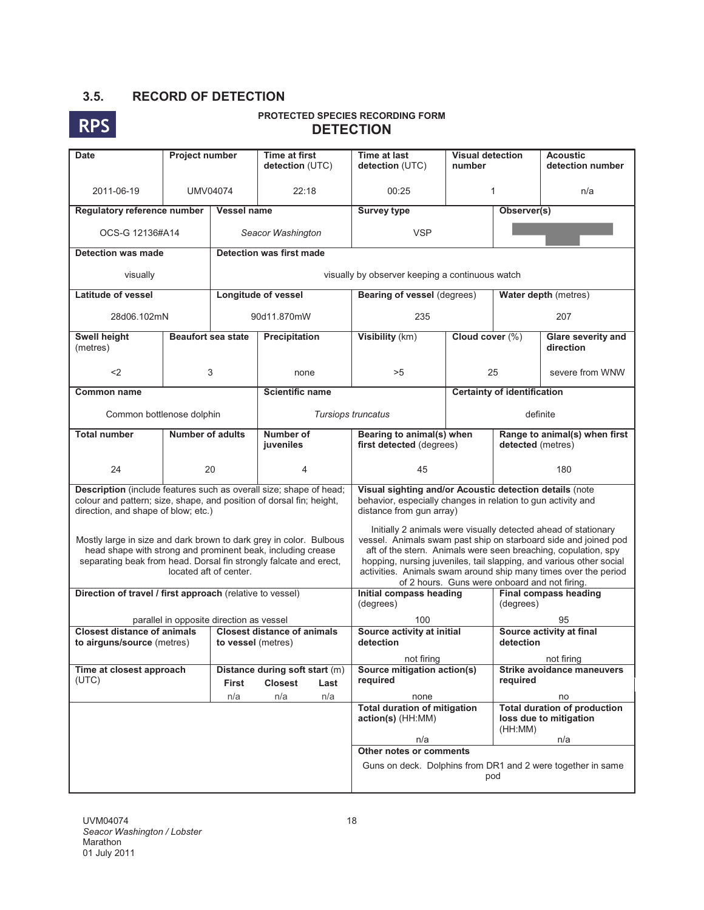## 3.5. RECORD OF DETECTION

RPS

**PROTECTED SPECIES RECORDING FORM**
**DETECTION**

| Date | Project number | Time at first detection (UTC) | Time at last detection (UTC) | Visual detection number | Acoustic detection number |
|---|---|---|---|---|---|
| 2011-06-19 | UMV04074 | 22:18 | 00:25 | 1 | n/a |

| Regulatory reference number | Vessel name | Survey type | Observer(s) |
|---|---|---|---|
| OCS-G 12136#A14 | *Seacor Washington* | VSP | |

| Detection was made | Detection was first made |
|---|---|
| visually | visually by observer keeping a continuous watch |

| Latitude of vessel | Longitude of vessel | Bearing of vessel (degrees) | Water depth (metres) |
|---|---|---|---|
| 28d06.102mN | 90d11.870mW | 235 | 207 |

| Swell height (metres) | Beaufort sea state | Precipitation | Visibility (km) | Cloud cover (%) | Glare severity and direction |
|---|---|---|---|---|---|
| <2 | 3 | none | >5 | 25 | severe from WNW |

| Common name | Scientific name | Certainty of identification |
|---|---|---|
| Common bottlenose dolphin | *Tursiops truncatus* | definite |

| Total number | Number of adults | Number of juveniles | Bearing to animal(s) when first detected (degrees) | Range to animal(s) when first detected (metres) |
|---|---|---|---|---|
| 24 | 20 | 4 | 45 | 180 |

| Description (include features such as overall size; shape of head; colour and pattern; size, shape, and position of dorsal fin; height, direction, and shape of blow; etc.) | Visual sighting and/or Acoustic detection details (note behavior, especially changes in relation to gun activity and distance from gun array) |
|---|---|
| Mostly large in size and dark brown to dark grey in color. Bulbous head shape with strong and prominent beak, including crease separating beak from head. Dorsal fin strongly falcate and erect, located aft of center. | Initially 2 animals were visually detected ahead of stationary vessel. Animals swam past ship on starboard side and joined pod aft of the stern. Animals were seen breaching, copulation, spy hopping, nursing juveniles, tail slapping, and various other social activities. Animals swam around ship many times over the period of 2 hours. Guns were onboard and not firing. |

| Direction of travel / first approach (relative to vessel) | Initial compass heading (degrees) | Final compass heading (degrees) |
|---|---|---|
| parallel in opposite direction as vessel | 100 | 95 |

| Closest distance of animals to airguns/source (metres) | Closest distance of animals to vessel (metres) | Source activity at initial detection | Source activity at final detection |
|---|---|---|---|
| | | not firing | not firing |

| Time at closest approach (UTC) | Distance during soft start (m) First | Closest | Last | Source mitigation action(s) required | Strike avoidance maneuvers required |
|---|---|---|---|---|---|
| | n/a | n/a | n/a | none | no |

| Total duration of mitigation action(s) (HH:MM) | Total duration of production loss due to mitigation (HH:MM) |
|---|---|
| n/a | n/a |

**Other notes or comments**

Guns on deck. Dolphins from DR1 and 2 were together in same pod

UVM04074
*Seacor Washington / Lobster*
Marathon
01 July 2011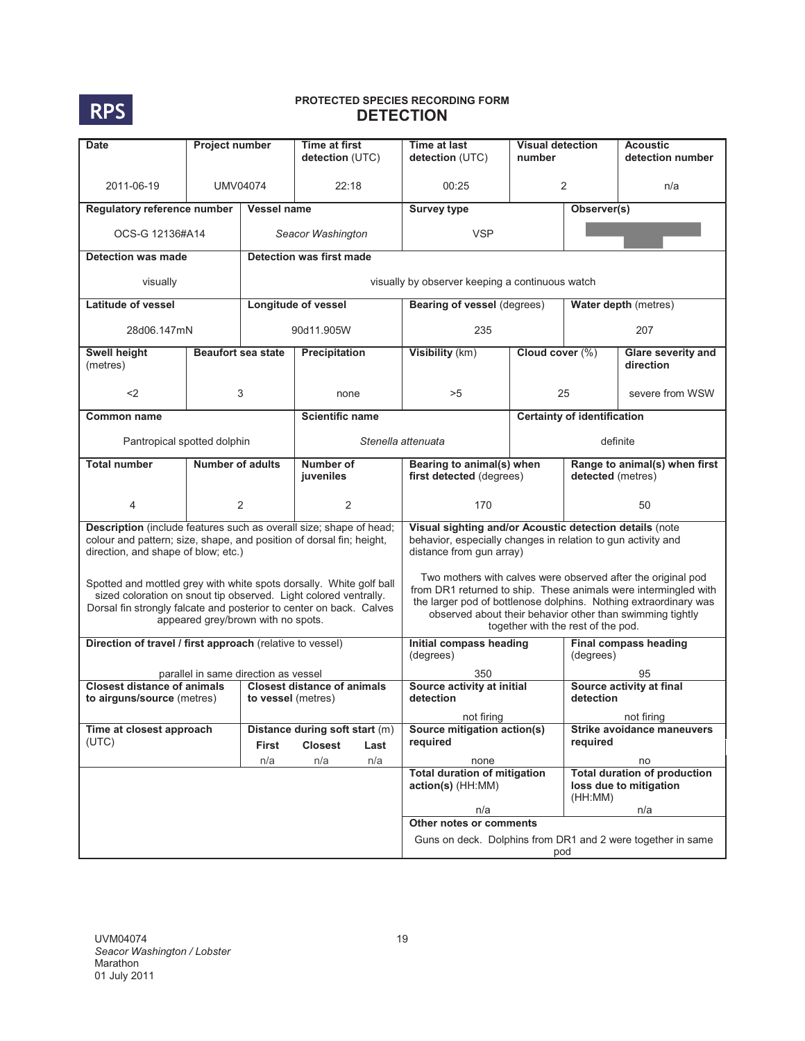RPS

# PROTECTED SPECIES RECORDING FORM
## DETECTION

| Date | Project number | Time at first detection (UTC) | Time at last detection (UTC) | Visual detection number | Acoustic detection number |
|---|---|---|---|---|---|
| 2011-06-19 | UMV04074 | 22:18 | 00:25 | 2 | n/a |

| Regulatory reference number | Vessel name | Survey type | Observer(s) |
|---|---|---|---|
| OCS-G 12136#A14 | *Seacor Washington* | VSP | |

| Detection was made | Detection was first made |
|---|---|
| visually | visually by observer keeping a continuous watch |

| Latitude of vessel | Longitude of vessel | Bearing of vessel (degrees) | Water depth (metres) |
|---|---|---|---|
| 28d06.147mN | 90d11.905W | 235 | 207 |

| Swell height (metres) | Beaufort sea state | Precipitation | Visibility (km) | Cloud cover (%) | Glare severity and direction |
|---|---|---|---|---|---|
| <2 | 3 | none | >5 | 25 | severe from WSW |

| Common name | Scientific name | Certainty of identification |
|---|---|---|
| Pantropical spotted dolphin | *Stenella attenuata* | definite |

| Total number | Number of adults | Number of juveniles | Bearing to animal(s) when first detected (degrees) | Range to animal(s) when first detected (metres) |
|---|---|---|---|---|
| 4 | 2 | 2 | 170 | 50 |

**Description** (include features such as overall size; shape of head; colour and pattern; size, shape, and position of dorsal fin; height, direction, and shape of blow; etc.)

Spotted and mottled grey with white spots dorsally. White golf ball sized coloration on snout tip observed. Light colored ventrally. Dorsal fin strongly falcate and posterior to center on back. Calves appeared grey/brown with no spots.

**Visual sighting and/or Acoustic detection details** (note behavior, especially changes in relation to gun activity and distance from gun array)

Two mothers with calves were observed after the original pod from DR1 returned to ship. These animals were intermingled with the larger pod of bottlenose dolphins. Nothing extraordinary was observed about their behavior other than swimming tightly together with the rest of the pod.

| Direction of travel / first approach (relative to vessel) | Initial compass heading (degrees) | Final compass heading (degrees) |
|---|---|---|
| parallel in same direction as vessel | 350 | 95 |

| Closest distance of animals to airguns/source (metres) | Closest distance of animals to vessel (metres) | Source activity at initial detection | Source activity at final detection |
|---|---|---|---|
| | | not firing | not firing |

| Time at closest approach (UTC) | Distance during soft start (m) First | Closest | Last | Source mitigation action(s) required | Strike avoidance maneuvers required |
|---|---|---|---|---|---|
| | n/a | n/a | n/a | none | no |

| Total duration of mitigation action(s) (HH:MM) | Total duration of production loss due to mitigation (HH:MM) |
|---|---|
| n/a | n/a |

**Other notes or comments**

Guns on deck. Dolphins from DR1 and 2 were together in same pod

UVM04074
*Seacor Washington / Lobster*
Marathon
01 July 2011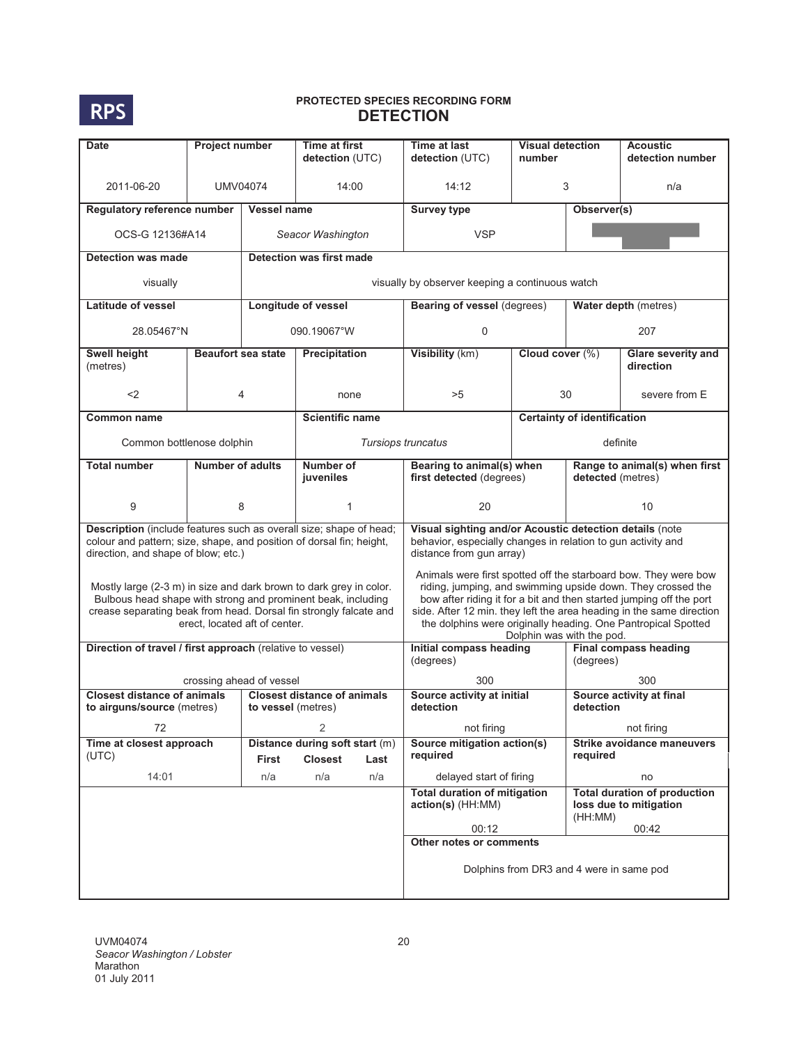**RPS**

**PROTECTED SPECIES RECORDING FORM**

# DETECTION

| Date | Project number | Time at first detection (UTC) | Time at last detection (UTC) | Visual detection number | Acoustic detection number |
|---|---|---|---|---|---|
| 2011-06-20 | UMV04074 | 14:00 | 14:12 | 3 | n/a |

| Regulatory reference number | Vessel name | Survey type | Observer(s) |
|---|---|---|---|
| OCS-G 12136#A14 | *Seacor Washington* | VSP | |

| Detection was made | Detection was first made |
|---|---|
| visually | visually by observer keeping a continuous watch |

| Latitude of vessel | Longitude of vessel | Bearing of vessel (degrees) | Water depth (metres) |
|---|---|---|---|
| 28.05467°N | 090.19067°W | 0 | 207 |

| Swell height (metres) | Beaufort sea state | Precipitation | Visibility (km) | Cloud cover (%) | Glare severity and direction |
|---|---|---|---|---|---|
| <2 | 4 | none | >5 | 30 | severe from E |

| Common name | Scientific name | Certainty of identification |
|---|---|---|
| Common bottlenose dolphin | *Tursiops truncatus* | definite |

| Total number | Number of adults | Number of juveniles | Bearing to animal(s) when first detected (degrees) | Range to animal(s) when first detected (metres) |
|---|---|---|---|---|
| 9 | 8 | 1 | 20 | 10 |

**Description** (include features such as overall size; shape of head; colour and pattern; size, shape, and position of dorsal fin; height, direction, and shape of blow; etc.)

Mostly large (2-3 m) in size and dark brown to dark grey in color. Bulbous head shape with strong and prominent beak, including crease separating beak from head. Dorsal fin strongly falcate and erect, located aft of center.

**Visual sighting and/or Acoustic detection details** (note behavior, especially changes in relation to gun activity and distance from gun array)

Animals were first spotted off the starboard bow. They were bow riding, jumping, and swimming upside down. They crossed the bow after riding it for a bit and then started jumping off the port side. After 12 min. they left the area heading in the same direction the dolphins were originally heading. One Pantropical Spotted Dolphin was with the pod.

| Direction of travel / first approach (relative to vessel) | Initial compass heading (degrees) | Final compass heading (degrees) |
|---|---|---|
| crossing ahead of vessel | 300 | 300 |

| Closest distance of animals to airguns/source (metres) | Closest distance of animals to vessel (metres) | Source activity at initial detection | Source activity at final detection |
|---|---|---|---|
| 72 | 2 | not firing | not firing |

| Time at closest approach (UTC) | Distance during soft start (m) First | Closest | Last | Source mitigation action(s) required | Strike avoidance maneuvers required |
|---|---|---|---|---|---|
| 14:01 | n/a | n/a | n/a | delayed start of firing | no |

| Total duration of mitigation action(s) (HH:MM) | Total duration of production loss due to mitigation (HH:MM) |
|---|---|
| 00:12 | 00:42 |

**Other notes or comments**

Dolphins from DR3 and 4 were in same pod

UVM04074
*Seacor Washington / Lobster*
Marathon
01 July 2011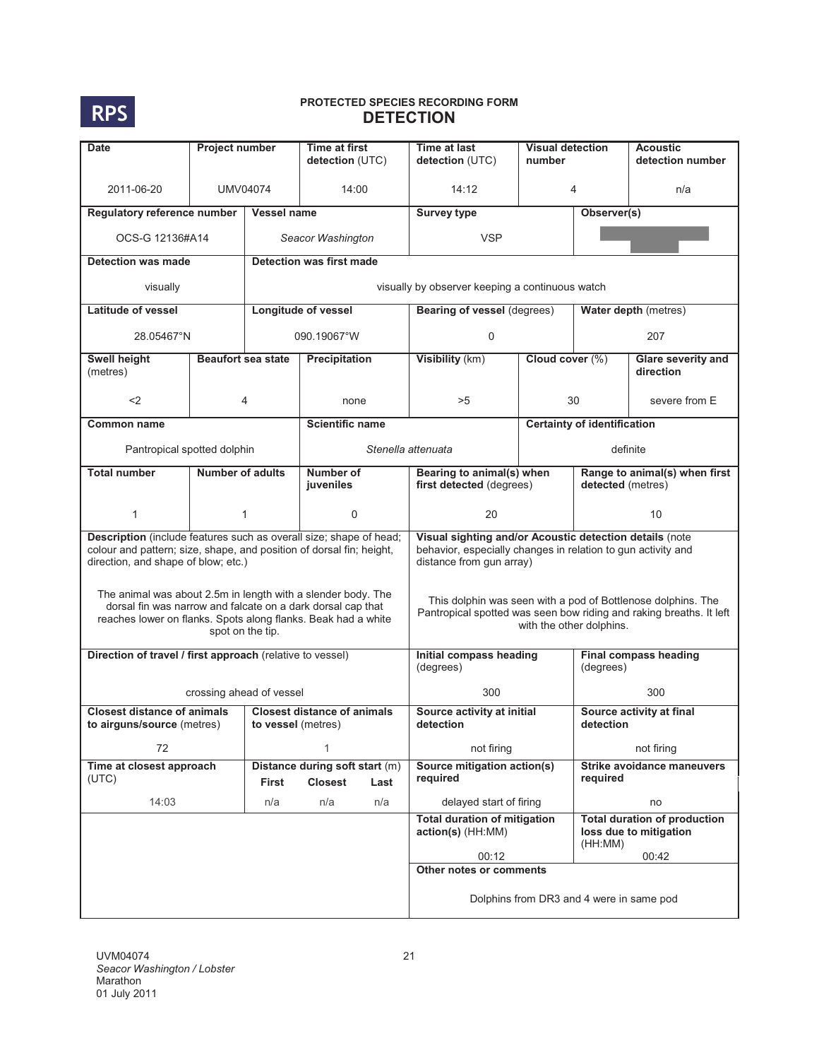RPS

**PROTECTED SPECIES RECORDING FORM**

## DETECTION

| Date | Project number | Time at first detection (UTC) | Time at last detection (UTC) | Visual detection number | Acoustic detection number |
|---|---|---|---|---|---|
| 2011-06-20 | UMV04074 | 14:00 | 14:12 | 4 | n/a |

| Regulatory reference number | Vessel name | Survey type | Observer(s) |
|---|---|---|---|
| OCS-G 12136#A14 | *Seacor Washington* | VSP | |

| Detection was made | Detection was first made |
|---|---|
| visually | visually by observer keeping a continuous watch |

| Latitude of vessel | Longitude of vessel | Bearing of vessel (degrees) | Water depth (metres) |
|---|---|---|---|
| 28.05467°N | 090.19067°W | 0 | 207 |

| Swell height (metres) | Beaufort sea state | Precipitation | Visibility (km) | Cloud cover (%) | Glare severity and direction |
|---|---|---|---|---|---|
| <2 | 4 | none | >5 | 30 | severe from E |

| Common name | Scientific name | Certainty of identification |
|---|---|---|
| Pantropical spotted dolphin | *Stenella attenuata* | definite |

| Total number | Number of adults | Number of juveniles | Bearing to animal(s) when first detected (degrees) | Range to animal(s) when first detected (metres) |
|---|---|---|---|---|
| 1 | 1 | 0 | 20 | 10 |

| Description (include features such as overall size; shape of head; colour and pattern; size, shape, and position of dorsal fin; height, direction, and shape of blow; etc.) | Visual sighting and/or Acoustic detection details (note behavior, especially changes in relation to gun activity and distance from gun array) |
|---|---|
| The animal was about 2.5m in length with a slender body. The dorsal fin was narrow and falcate on a dark dorsal cap that reaches lower on flanks. Spots along flanks. Beak had a white spot on the tip. | This dolphin was seen with a pod of Bottlenose dolphins. The Pantropical spotted was seen bow riding and raking breaths. It left with the other dolphins. |

| Direction of travel / first approach (relative to vessel) | Initial compass heading (degrees) | Final compass heading (degrees) |
|---|---|---|
| crossing ahead of vessel | 300 | 300 |

| Closest distance of animals to airguns/source (metres) | Closest distance of animals to vessel (metres) | Source activity at initial detection | Source activity at final detection |
|---|---|---|---|
| 72 | 1 | not firing | not firing |

| Time at closest approach (UTC) | Distance during soft start (m) | | | Source mitigation action(s) required | Strike avoidance maneuvers required |
|---|---|---|---|---|---|
| | First | Closest | Last | | |
| 14:03 | n/a | n/a | n/a | delayed start of firing | no |

| Total duration of mitigation action(s) (HH:MM) | Total duration of production loss due to mitigation (HH:MM) |
|---|---|
| 00:12 | 00:42 |

**Other notes or comments**

Dolphins from DR3 and 4 were in same pod

UVM04074
*Seacor Washington / Lobster*
Marathon
01 July 2011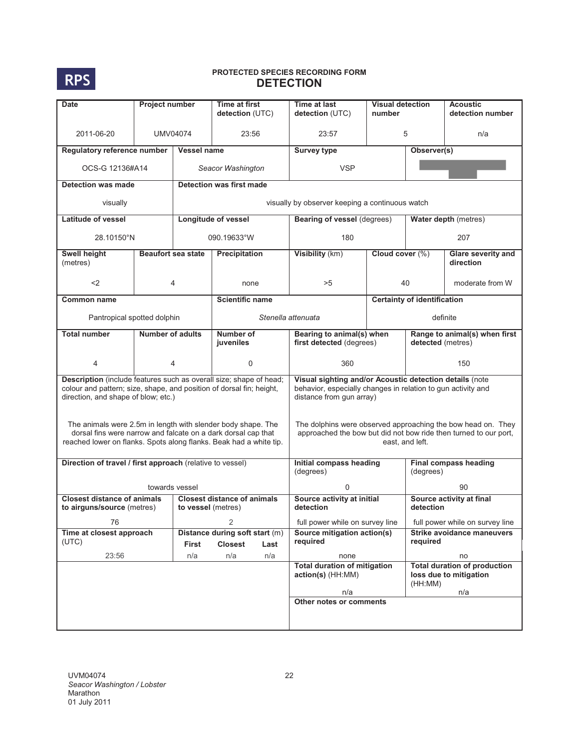RPS

#### PROTECTED SPECIES RECORDING FORM
# DETECTION

| Date | Project number | Time at first detection (UTC) | Time at last detection (UTC) | Visual detection number | Acoustic detection number |
|---|---|---|---|---|---|
| 2011-06-20 | UMV04074 | 23:56 | 23:57 | 5 | n/a |

| Regulatory reference number | Vessel name | Survey type | Observer(s) |
|---|---|---|---|
| OCS-G 12136#A14 | *Seacor Washington* | VSP | |

| Detection was made | Detection was first made |
|---|---|
| visually | visually by observer keeping a continuous watch |

| Latitude of vessel | Longitude of vessel | Bearing of vessel (degrees) | Water depth (metres) |
|---|---|---|---|
| 28.10150°N | 090.19633°W | 180 | 207 |

| Swell height (metres) | Beaufort sea state | Precipitation | Visibility (km) | Cloud cover (%) | Glare severity and direction |
|---|---|---|---|---|---|
| <2 | 4 | none | >5 | 40 | moderate from W |

| Common name | Scientific name | Certainty of identification |
|---|---|---|
| Pantropical spotted dolphin | *Stenella attenuata* | definite |

| Total number | Number of adults | Number of juveniles | Bearing to animal(s) when first detected (degrees) | Range to animal(s) when first detected (metres) |
|---|---|---|---|---|
| 4 | 4 | 0 | 360 | 150 |

| Description (include features such as overall size; shape of head; colour and pattern; size, shape, and position of dorsal fin; height, direction, and shape of blow; etc.) | Visual sighting and/or Acoustic detection details (note behavior, especially changes in relation to gun activity and distance from gun array) |
|---|---|
| The animals were 2.5m in length with slender body shape. The dorsal fins were narrow and falcate on a dark dorsal cap that reached lower on flanks. Spots along flanks. Beak had a white tip. | The dolphins were observed approaching the bow head on. They approached the bow but did not bow ride then turned to our port, east, and left. |

| Direction of travel / first approach (relative to vessel) | Initial compass heading (degrees) | Final compass heading (degrees) |
|---|---|---|
| towards vessel | 0 | 90 |

| Closest distance of animals to airguns/source (metres) | Closest distance of animals to vessel (metres) | Source activity at initial detection | Source activity at final detection |
|---|---|---|---|
| 76 | 2 | full power while on survey line | full power while on survey line |

| Time at closest approach (UTC) | Distance during soft start (m) First | Closest | Last | Source mitigation action(s) required | Strike avoidance maneuvers required |
|---|---|---|---|---|---|
| 23:56 | n/a | n/a | n/a | none | no |

| Total duration of mitigation action(s) (HH:MM) | Total duration of production loss due to mitigation (HH:MM) |
|---|---|
| n/a | n/a |

**Other notes or comments**